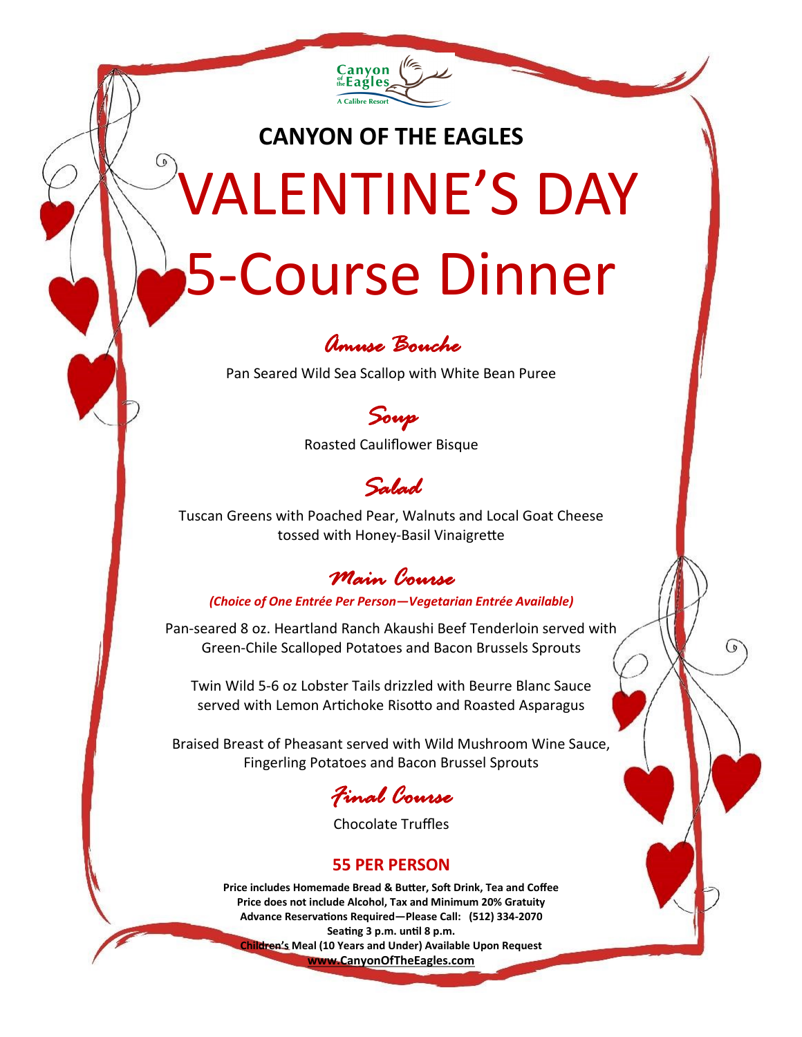Canyon of the Eagles
A Calibre Resort

**CANYON OF THE EAGLES**

# VALENTINE'S DAY 5-Course Dinner

## *Amuse Bouche*

Pan Seared Wild Sea Scallop with White Bean Puree

## *Soup*

Roasted Cauliflower Bisque

## *Salad*

Tuscan Greens with Poached Pear, Walnuts and Local Goat Cheese tossed with Honey-Basil Vinaigrette

## *Main Course*

***(Choice of One Entrée Per Person—Vegetarian Entrée Available)***

Pan-seared 8 oz. Heartland Ranch Akaushi Beef Tenderloin served with Green-Chile Scalloped Potatoes and Bacon Brussels Sprouts

Twin Wild 5-6 oz Lobster Tails drizzled with Beurre Blanc Sauce served with Lemon Artichoke Risotto and Roasted Asparagus

Braised Breast of Pheasant served with Wild Mushroom Wine Sauce, Fingerling Potatoes and Bacon Brussel Sprouts

## *Final Course*

Chocolate Truffles

**55 PER PERSON**

**Price includes Homemade Bread & Butter, Soft Drink, Tea and Coffee**
**Price does not include Alcohol, Tax and Minimum 20% Gratuity**
**Advance Reservations Required—Please Call: (512) 334-2070**
**Seating 3 p.m. until 8 p.m.**
**Children's Meal (10 Years and Under) Available Upon Request**
**www.CanyonOfTheEagles.com**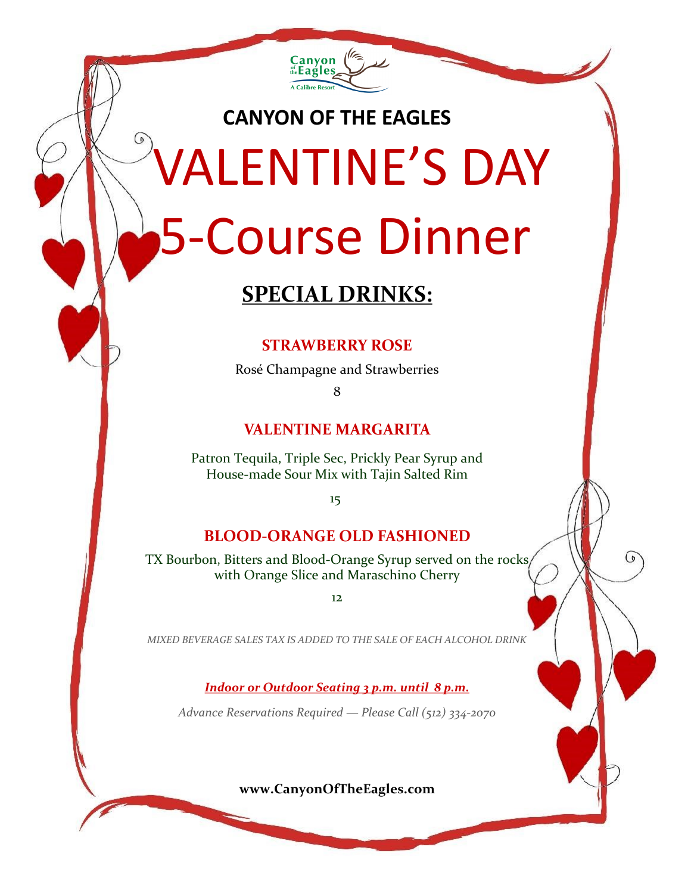Canyon of the Eagles
A Calibre Resort

## CANYON OF THE EAGLES

# VALENTINE'S DAY
# 5-Course Dinner

## SPECIAL DRINKS:

### STRAWBERRY ROSE

Rosé Champagne and Strawberries

8

### VALENTINE MARGARITA

Patron Tequila, Triple Sec, Prickly Pear Syrup and House-made Sour Mix with Tajin Salted Rim

15

### BLOOD-ORANGE OLD FASHIONED

TX Bourbon, Bitters and Blood-Orange Syrup served on the rocks with Orange Slice and Maraschino Cherry

12

*MIXED BEVERAGE SALES TAX IS ADDED TO THE SALE OF EACH ALCOHOL DRINK*

***Indoor or Outdoor Seating 3 p.m. until 8 p.m.***

*Advance Reservations Required — Please Call (512) 334-2070*

**www.CanyonOfTheEagles.com**